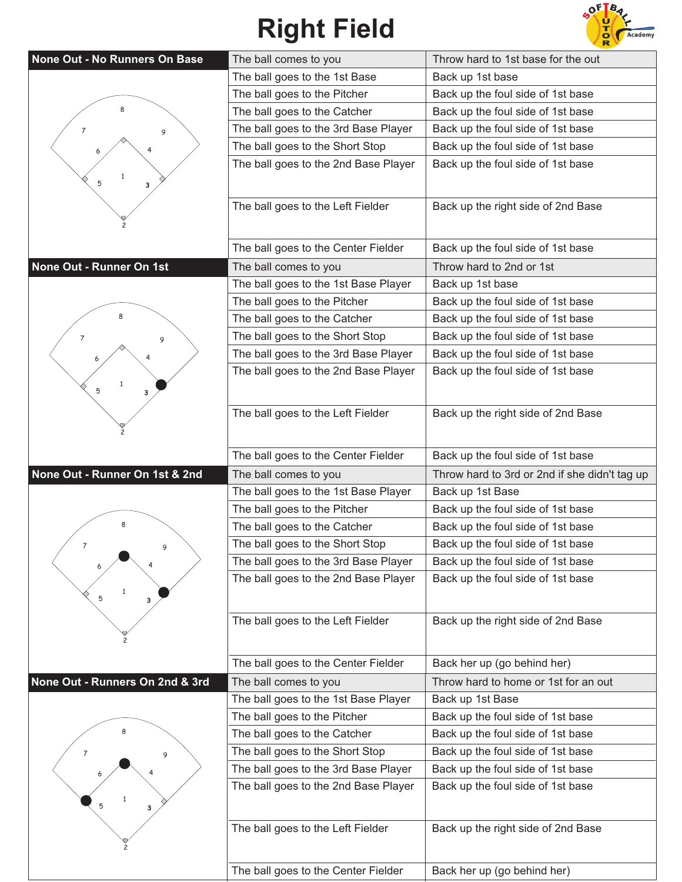# Right Field

## None Out - No Runners On Base

| The ball... | Action |
|---|---|
| The ball comes to you | Throw hard to 1st base for the out |
| The ball goes to the 1st Base | Back up 1st base |
| The ball goes to the Pitcher | Back up the foul side of 1st base |
| The ball goes to the Catcher | Back up the foul side of 1st base |
| The ball goes to the 3rd Base Player | Back up the foul side of 1st base |
| The ball goes to the Short Stop | Back up the foul side of 1st base |
| The ball goes to the 2nd Base Player | Back up the foul side of 1st base |
| The ball goes to the Left Fielder | Back up the right side of 2nd Base |
| The ball goes to the Center Fielder | Back up the foul side of 1st base |

## None Out - Runner On 1st

| The ball... | Action |
|---|---|
| The ball comes to you | Throw hard to 2nd or 1st |
| The ball goes to the 1st Base Player | Back up 1st base |
| The ball goes to the Pitcher | Back up the foul side of 1st base |
| The ball goes to the Catcher | Back up the foul side of 1st base |
| The ball goes to the Short Stop | Back up the foul side of 1st base |
| The ball goes to the 3rd Base Player | Back up the foul side of 1st base |
| The ball goes to the 2nd Base Player | Back up the foul side of 1st base |
| The ball goes to the Left Fielder | Back up the right side of 2nd Base |
| The ball goes to the Center Fielder | Back up the foul side of 1st base |

## None Out - Runner On 1st & 2nd

| The ball... | Action |
|---|---|
| The ball comes to you | Throw hard to 3rd or 2nd if she didn't tag up |
| The ball goes to the 1st Base Player | Back up 1st Base |
| The ball goes to the Pitcher | Back up the foul side of 1st base |
| The ball goes to the Catcher | Back up the foul side of 1st base |
| The ball goes to the Short Stop | Back up the foul side of 1st base |
| The ball goes to the 3rd Base Player | Back up the foul side of 1st base |
| The ball goes to the 2nd Base Player | Back up the foul side of 1st base |
| The ball goes to the Left Fielder | Back up the right side of 2nd Base |
| The ball goes to the Center Fielder | Back her up (go behind her) |

## None Out - Runners On 2nd & 3rd

| The ball... | Action |
|---|---|
| The ball comes to you | Throw hard to home or 1st for an out |
| The ball goes to the 1st Base Player | Back up 1st Base |
| The ball goes to the Pitcher | Back up the foul side of 1st base |
| The ball goes to the Catcher | Back up the foul side of 1st base |
| The ball goes to the Short Stop | Back up the foul side of 1st base |
| The ball goes to the 3rd Base Player | Back up the foul side of 1st base |
| The ball goes to the 2nd Base Player | Back up the foul side of 1st base |
| The ball goes to the Left Fielder | Back up the right side of 2nd Base |
| The ball goes to the Center Fielder | Back her up (go behind her) |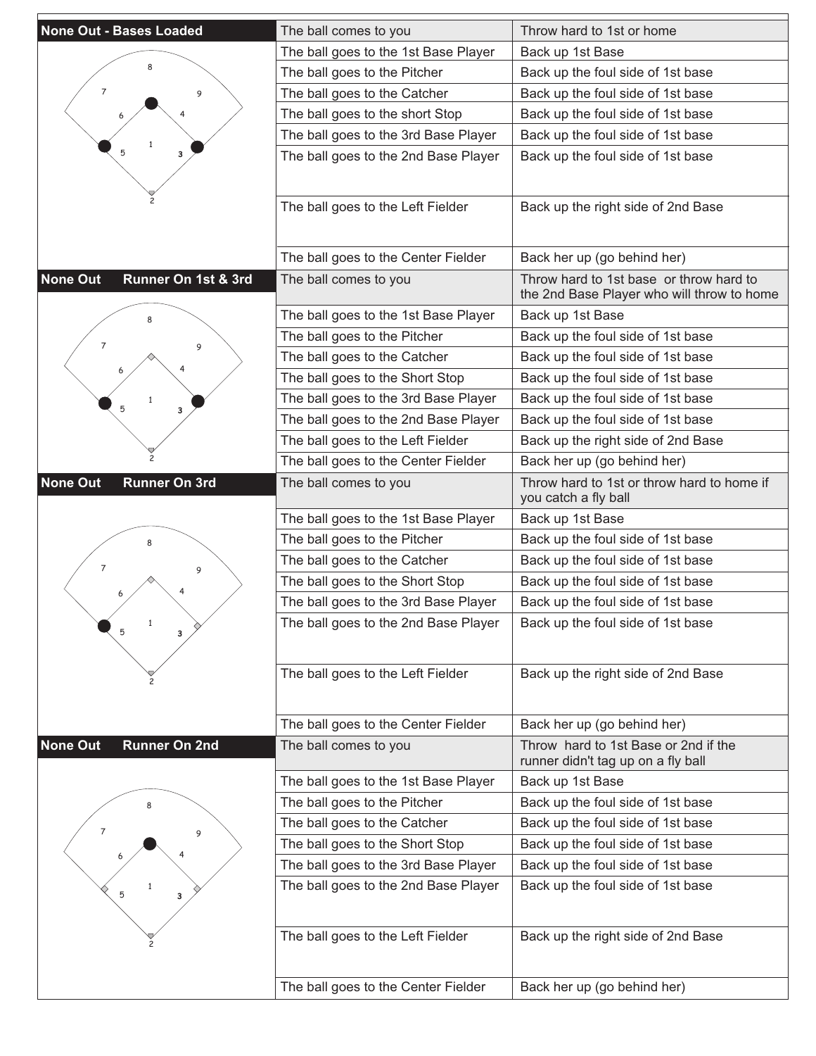| None Out - Bases Loaded | | |
|---|---|---|
| | The ball comes to you | Throw hard to 1st or home |
| | The ball goes to the 1st Base Player | Back up 1st Base |
| | The ball goes to the Pitcher | Back up the foul side of 1st base |
| | The ball goes to the Catcher | Back up the foul side of 1st base |
| | The ball goes to the short Stop | Back up the foul side of 1st base |
| | The ball goes to the 3rd Base Player | Back up the foul side of 1st base |
| | The ball goes to the 2nd Base Player | Back up the foul side of 1st base |
| | The ball goes to the Left Fielder | Back up the right side of 2nd Base |
| | The ball goes to the Center Fielder | Back her up (go behind her) |

| None Out Runner On 1st & 3rd | | |
|---|---|---|
| | The ball comes to you | Throw hard to 1st base or throw hard to the 2nd Base Player who will throw to home |
| | The ball goes to the 1st Base Player | Back up 1st Base |
| | The ball goes to the Pitcher | Back up the foul side of 1st base |
| | The ball goes to the Catcher | Back up the foul side of 1st base |
| | The ball goes to the Short Stop | Back up the foul side of 1st base |
| | The ball goes to the 3rd Base Player | Back up the foul side of 1st base |
| | The ball goes to the 2nd Base Player | Back up the foul side of 1st base |
| | The ball goes to the Left Fielder | Back up the right side of 2nd Base |
| | The ball goes to the Center Fielder | Back her up (go behind her) |

| None Out Runner On 3rd | | |
|---|---|---|
| | The ball comes to you | Throw hard to 1st or throw hard to home if you catch a fly ball |
| | The ball goes to the 1st Base Player | Back up 1st Base |
| | The ball goes to the Pitcher | Back up the foul side of 1st base |
| | The ball goes to the Catcher | Back up the foul side of 1st base |
| | The ball goes to the Short Stop | Back up the foul side of 1st base |
| | The ball goes to the 3rd Base Player | Back up the foul side of 1st base |
| | The ball goes to the 2nd Base Player | Back up the foul side of 1st base |
| | The ball goes to the Left Fielder | Back up the right side of 2nd Base |
| | The ball goes to the Center Fielder | Back her up (go behind her) |

| None Out Runner On 2nd | | |
|---|---|---|
| | The ball comes to you | Throw hard to 1st Base or 2nd if the runner didn't tag up on a fly ball |
| | The ball goes to the 1st Base Player | Back up 1st Base |
| | The ball goes to the Pitcher | Back up the foul side of 1st base |
| | The ball goes to the Catcher | Back up the foul side of 1st base |
| | The ball goes to the Short Stop | Back up the foul side of 1st base |
| | The ball goes to the 3rd Base Player | Back up the foul side of 1st base |
| | The ball goes to the 2nd Base Player | Back up the foul side of 1st base |
| | The ball goes to the Left Fielder | Back up the right side of 2nd Base |
| | The ball goes to the Center Fielder | Back her up (go behind her) |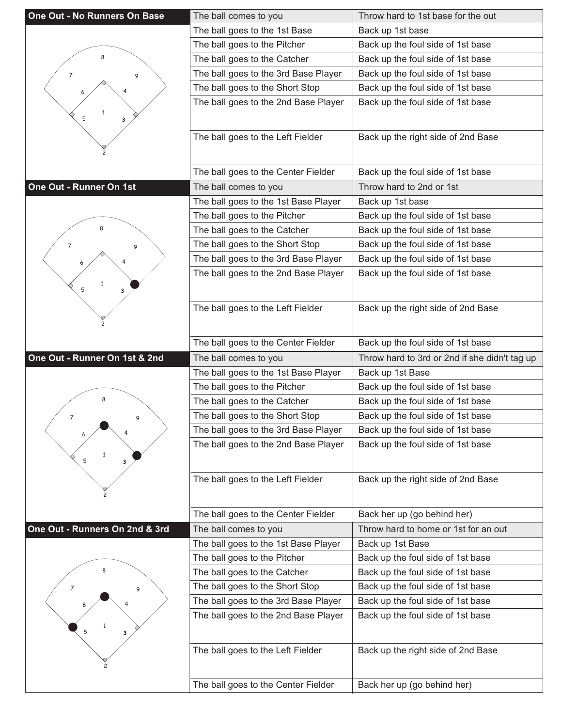## One Out - No Runners On Base

| | |
|---|---|
| The ball comes to you | Throw hard to 1st base for the out |
| The ball goes to the 1st Base | Back up 1st base |
| The ball goes to the Pitcher | Back up the foul side of 1st base |
| The ball goes to the Catcher | Back up the foul side of 1st base |
| The ball goes to the 3rd Base Player | Back up the foul side of 1st base |
| The ball goes to the Short Stop | Back up the foul side of 1st base |
| The ball goes to the 2nd Base Player | Back up the foul side of 1st base |
| The ball goes to the Left Fielder | Back up the right side of 2nd Base |
| The ball goes to the Center Fielder | Back up the foul side of 1st base |

## One Out - Runner On 1st

| | |
|---|---|
| The ball comes to you | Throw hard to 2nd or 1st |
| The ball goes to the 1st Base Player | Back up 1st base |
| The ball goes to the Pitcher | Back up the foul side of 1st base |
| The ball goes to the Catcher | Back up the foul side of 1st base |
| The ball goes to the Short Stop | Back up the foul side of 1st base |
| The ball goes to the 3rd Base Player | Back up the foul side of 1st base |
| The ball goes to the 2nd Base Player | Back up the foul side of 1st base |
| The ball goes to the Left Fielder | Back up the right side of 2nd Base |
| The ball goes to the Center Fielder | Back up the foul side of 1st base |

## One Out - Runner On 1st & 2nd

| | |
|---|---|
| The ball comes to you | Throw hard to 3rd or 2nd if she didn't tag up |
| The ball goes to the 1st Base Player | Back up 1st Base |
| The ball goes to the Pitcher | Back up the foul side of 1st base |
| The ball goes to the Catcher | Back up the foul side of 1st base |
| The ball goes to the Short Stop | Back up the foul side of 1st base |
| The ball goes to the 3rd Base Player | Back up the foul side of 1st base |
| The ball goes to the 2nd Base Player | Back up the foul side of 1st base |
| The ball goes to the Left Fielder | Back up the right side of 2nd Base |
| The ball goes to the Center Fielder | Back her up (go behind her) |

## One Out - Runners On 2nd & 3rd

| | |
|---|---|
| The ball comes to you | Throw hard to home or 1st for an out |
| The ball goes to the 1st Base Player | Back up 1st Base |
| The ball goes to the Pitcher | Back up the foul side of 1st base |
| The ball goes to the Catcher | Back up the foul side of 1st base |
| The ball goes to the Short Stop | Back up the foul side of 1st base |
| The ball goes to the 3rd Base Player | Back up the foul side of 1st base |
| The ball goes to the 2nd Base Player | Back up the foul side of 1st base |
| The ball goes to the Left Fielder | Back up the right side of 2nd Base |
| The ball goes to the Center Fielder | Back her up (go behind her) |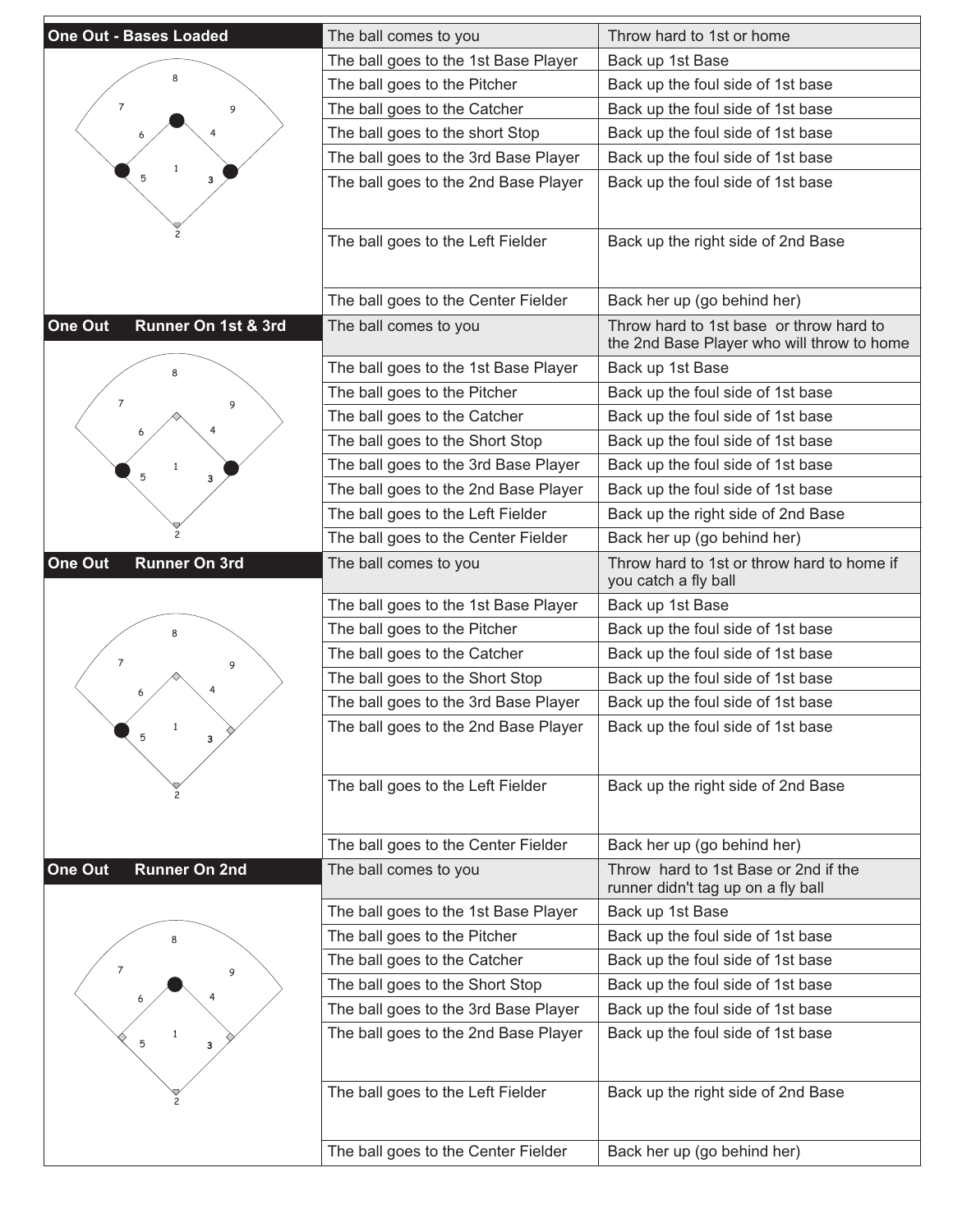| One Out - Bases Loaded | The ball comes to you | Throw hard to 1st or home |
|---|---|---|
| | The ball goes to the 1st Base Player | Back up 1st Base |
| | The ball goes to the Pitcher | Back up the foul side of 1st base |
| | The ball goes to the Catcher | Back up the foul side of 1st base |
| | The ball goes to the short Stop | Back up the foul side of 1st base |
| | The ball goes to the 3rd Base Player | Back up the foul side of 1st base |
| | The ball goes to the 2nd Base Player | Back up the foul side of 1st base |
| | The ball goes to the Left Fielder | Back up the right side of 2nd Base |
| | The ball goes to the Center Fielder | Back her up (go behind her) |
| **One Out Runner On 1st & 3rd** | The ball comes to you | Throw hard to 1st base or throw hard to the 2nd Base Player who will throw to home |
| | The ball goes to the 1st Base Player | Back up 1st Base |
| | The ball goes to the Pitcher | Back up the foul side of 1st base |
| | The ball goes to the Catcher | Back up the foul side of 1st base |
| | The ball goes to the Short Stop | Back up the foul side of 1st base |
| | The ball goes to the 3rd Base Player | Back up the foul side of 1st base |
| | The ball goes to the 2nd Base Player | Back up the foul side of 1st base |
| | The ball goes to the Left Fielder | Back up the right side of 2nd Base |
| | The ball goes to the Center Fielder | Back her up (go behind her) |
| **One Out Runner On 3rd** | The ball comes to you | Throw hard to 1st or throw hard to home if you catch a fly ball |
| | The ball goes to the 1st Base Player | Back up 1st Base |
| | The ball goes to the Pitcher | Back up the foul side of 1st base |
| | The ball goes to the Catcher | Back up the foul side of 1st base |
| | The ball goes to the Short Stop | Back up the foul side of 1st base |
| | The ball goes to the 3rd Base Player | Back up the foul side of 1st base |
| | The ball goes to the 2nd Base Player | Back up the foul side of 1st base |
| | The ball goes to the Left Fielder | Back up the right side of 2nd Base |
| | The ball goes to the Center Fielder | Back her up (go behind her) |
| **One Out Runner On 2nd** | The ball comes to you | Throw hard to 1st Base or 2nd if the runner didn't tag up on a fly ball |
| | The ball goes to the 1st Base Player | Back up 1st Base |
| | The ball goes to the Pitcher | Back up the foul side of 1st base |
| | The ball goes to the Catcher | Back up the foul side of 1st base |
| | The ball goes to the Short Stop | Back up the foul side of 1st base |
| | The ball goes to the 3rd Base Player | Back up the foul side of 1st base |
| | The ball goes to the 2nd Base Player | Back up the foul side of 1st base |
| | The ball goes to the Left Fielder | Back up the right side of 2nd Base |
| | The ball goes to the Center Fielder | Back her up (go behind her) |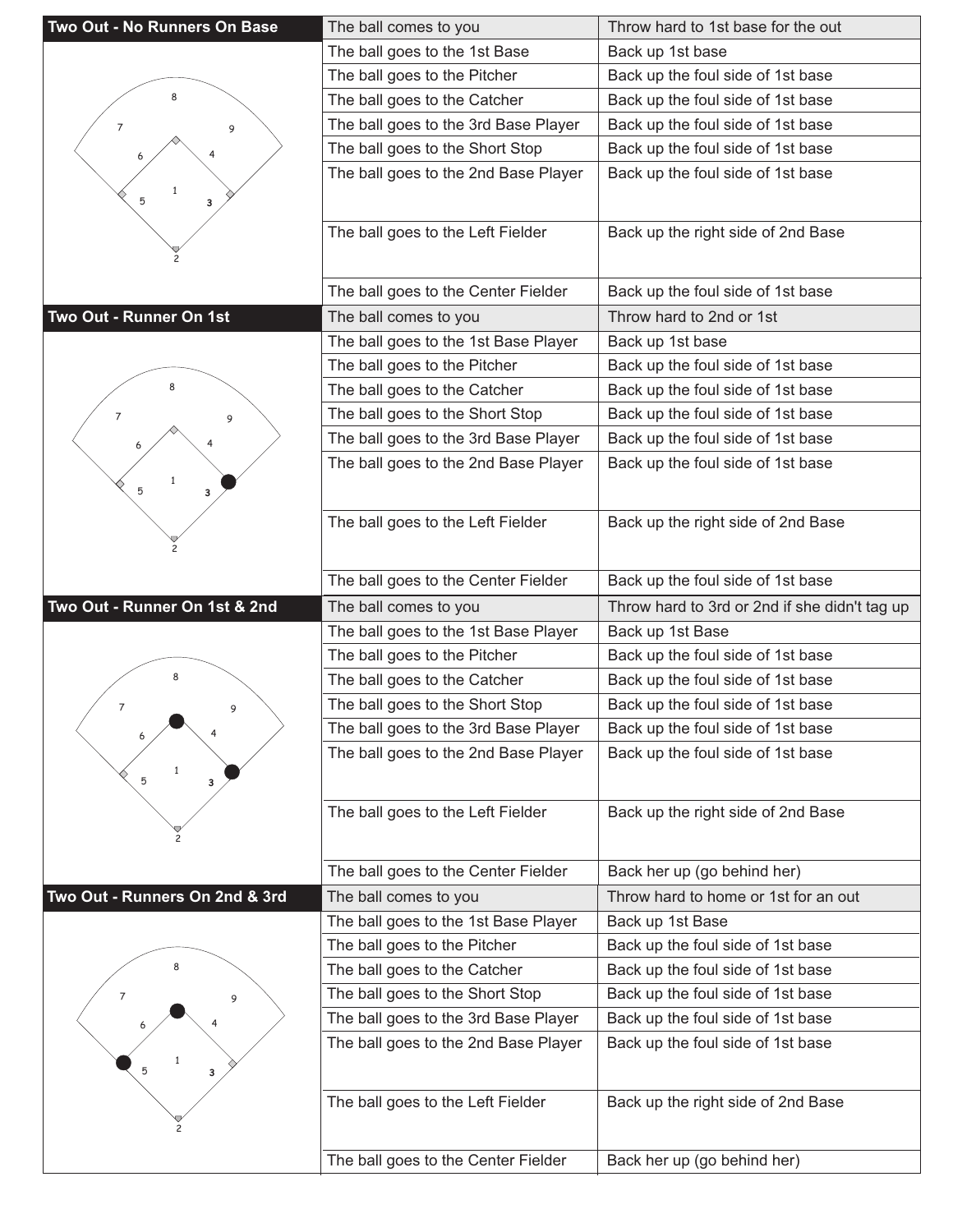## Two Out - No Runners On Base

| Situation | Action |
|---|---|
| The ball comes to you | Throw hard to 1st base for the out |
| The ball goes to the 1st Base | Back up 1st base |
| The ball goes to the Pitcher | Back up the foul side of 1st base |
| The ball goes to the Catcher | Back up the foul side of 1st base |
| The ball goes to the 3rd Base Player | Back up the foul side of 1st base |
| The ball goes to the Short Stop | Back up the foul side of 1st base |
| The ball goes to the 2nd Base Player | Back up the foul side of 1st base |
| The ball goes to the Left Fielder | Back up the right side of 2nd Base |
| The ball goes to the Center Fielder | Back up the foul side of 1st base |

## Two Out - Runner On 1st

| Situation | Action |
|---|---|
| The ball comes to you | Throw hard to 2nd or 1st |
| The ball goes to the 1st Base Player | Back up 1st base |
| The ball goes to the Pitcher | Back up the foul side of 1st base |
| The ball goes to the Catcher | Back up the foul side of 1st base |
| The ball goes to the Short Stop | Back up the foul side of 1st base |
| The ball goes to the 3rd Base Player | Back up the foul side of 1st base |
| The ball goes to the 2nd Base Player | Back up the foul side of 1st base |
| The ball goes to the Left Fielder | Back up the right side of 2nd Base |
| The ball goes to the Center Fielder | Back up the foul side of 1st base |

## Two Out - Runner On 1st & 2nd

| Situation | Action |
|---|---|
| The ball comes to you | Throw hard to 3rd or 2nd if she didn't tag up |
| The ball goes to the 1st Base Player | Back up 1st Base |
| The ball goes to the Pitcher | Back up the foul side of 1st base |
| The ball goes to the Catcher | Back up the foul side of 1st base |
| The ball goes to the Short Stop | Back up the foul side of 1st base |
| The ball goes to the 3rd Base Player | Back up the foul side of 1st base |
| The ball goes to the 2nd Base Player | Back up the foul side of 1st base |
| The ball goes to the Left Fielder | Back up the right side of 2nd Base |
| The ball goes to the Center Fielder | Back her up (go behind her) |

## Two Out - Runners On 2nd & 3rd

| Situation | Action |
|---|---|
| The ball comes to you | Throw hard to home or 1st for an out |
| The ball goes to the 1st Base Player | Back up 1st Base |
| The ball goes to the Pitcher | Back up the foul side of 1st base |
| The ball goes to the Catcher | Back up the foul side of 1st base |
| The ball goes to the Short Stop | Back up the foul side of 1st base |
| The ball goes to the 3rd Base Player | Back up the foul side of 1st base |
| The ball goes to the 2nd Base Player | Back up the foul side of 1st base |
| The ball goes to the Left Fielder | Back up the right side of 2nd Base |
| The ball goes to the Center Fielder | Back her up (go behind her) |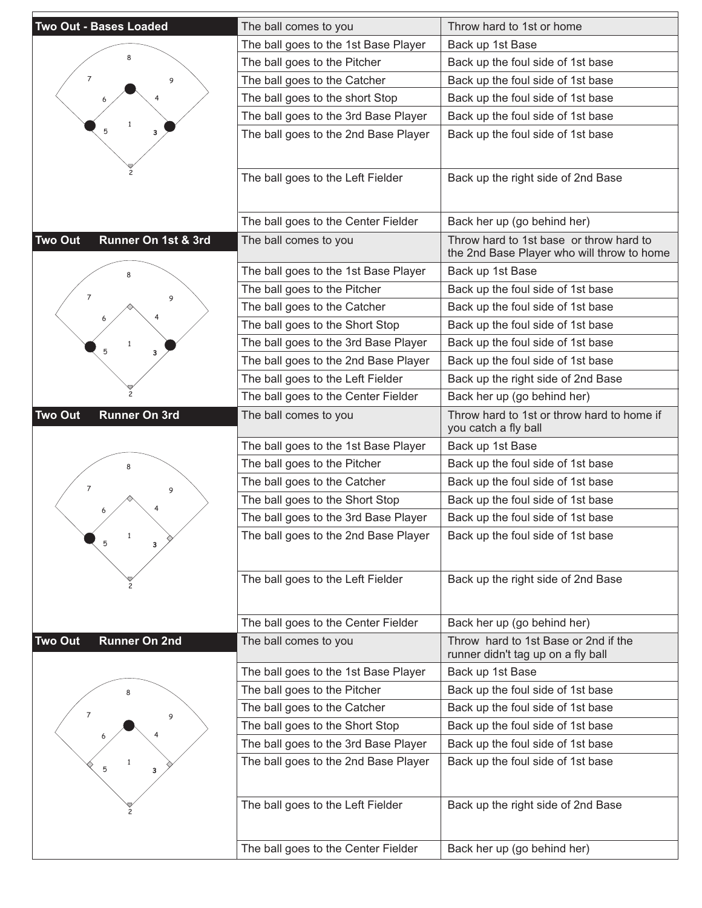| Two Out - Bases Loaded | | |
|---|---|---|
| 8 7 9 6 4 1 5 3 2 | The ball comes to you | Throw hard to 1st or home |
| | The ball goes to the 1st Base Player | Back up 1st Base |
| | The ball goes to the Pitcher | Back up the foul side of 1st base |
| | The ball goes to the Catcher | Back up the foul side of 1st base |
| | The ball goes to the short Stop | Back up the foul side of 1st base |
| | The ball goes to the 3rd Base Player | Back up the foul side of 1st base |
| | The ball goes to the 2nd Base Player | Back up the foul side of 1st base |
| | The ball goes to the Left Fielder | Back up the right side of 2nd Base |
| | The ball goes to the Center Fielder | Back her up (go behind her) |
| **Two Out Runner On 1st & 3rd** | The ball comes to you | Throw hard to 1st base or throw hard to the 2nd Base Player who will throw to home |
| 8 7 9 6 4 1 5 3 2 | The ball goes to the 1st Base Player | Back up 1st Base |
| | The ball goes to the Pitcher | Back up the foul side of 1st base |
| | The ball goes to the Catcher | Back up the foul side of 1st base |
| | The ball goes to the Short Stop | Back up the foul side of 1st base |
| | The ball goes to the 3rd Base Player | Back up the foul side of 1st base |
| | The ball goes to the 2nd Base Player | Back up the foul side of 1st base |
| | The ball goes to the Left Fielder | Back up the right side of 2nd Base |
| | The ball goes to the Center Fielder | Back her up (go behind her) |
| **Two Out Runner On 3rd** | The ball comes to you | Throw hard to 1st or throw hard to home if you catch a fly ball |
| 8 7 9 6 4 1 5 3 2 | The ball goes to the 1st Base Player | Back up 1st Base |
| | The ball goes to the Pitcher | Back up the foul side of 1st base |
| | The ball goes to the Catcher | Back up the foul side of 1st base |
| | The ball goes to the Short Stop | Back up the foul side of 1st base |
| | The ball goes to the 3rd Base Player | Back up the foul side of 1st base |
| | The ball goes to the 2nd Base Player | Back up the foul side of 1st base |
| | The ball goes to the Left Fielder | Back up the right side of 2nd Base |
| | The ball goes to the Center Fielder | Back her up (go behind her) |
| **Two Out Runner On 2nd** | The ball comes to you | Throw hard to 1st Base or 2nd if the runner didn't tag up on a fly ball |
| 8 7 9 6 4 1 5 3 2 | The ball goes to the 1st Base Player | Back up 1st Base |
| | The ball goes to the Pitcher | Back up the foul side of 1st base |
| | The ball goes to the Catcher | Back up the foul side of 1st base |
| | The ball goes to the Short Stop | Back up the foul side of 1st base |
| | The ball goes to the 3rd Base Player | Back up the foul side of 1st base |
| | The ball goes to the 2nd Base Player | Back up the foul side of 1st base |
| | The ball goes to the Left Fielder | Back up the right side of 2nd Base |
| | The ball goes to the Center Fielder | Back her up (go behind her) |